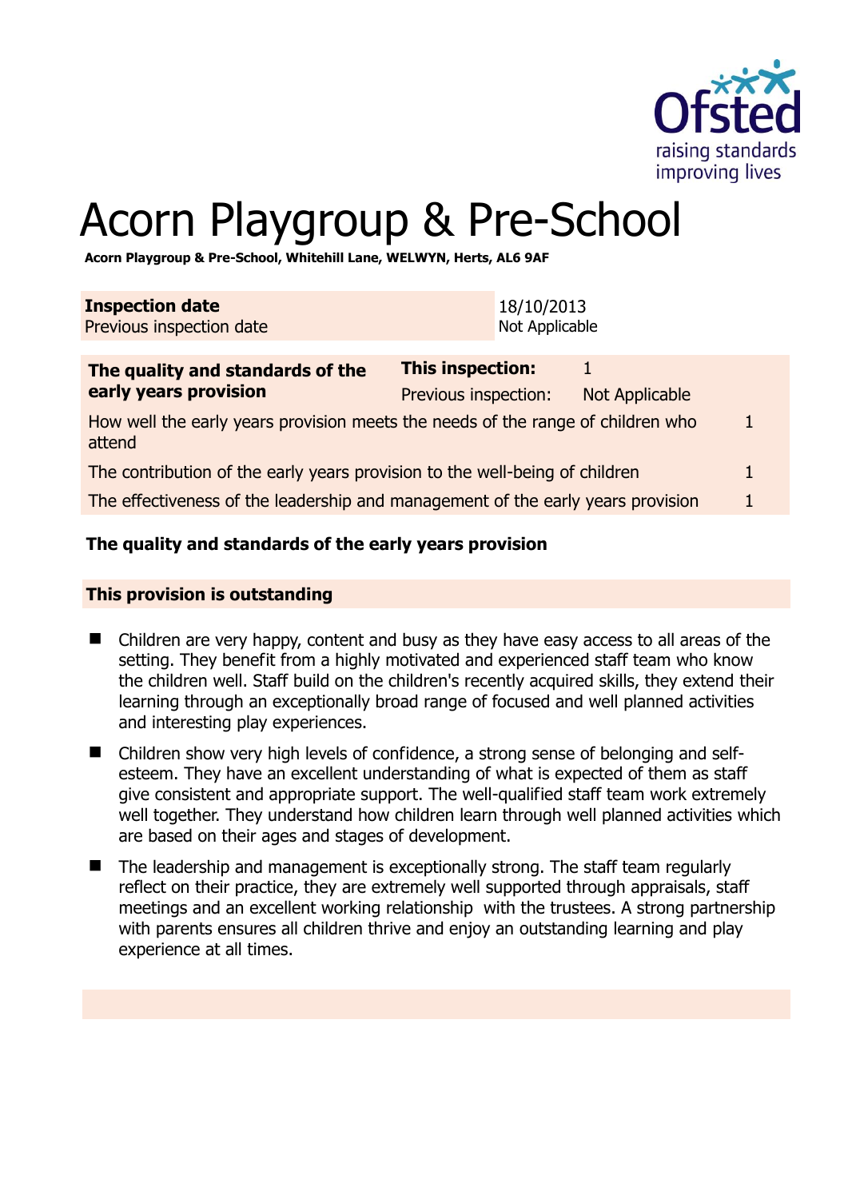# Acorn Playgroup & Pre-School

**Acorn Playgroup & Pre-School, Whitehill Lane, WELWYN, Herts, AL6 9AF**

| **Inspection date** | 18/10/2013 |
|---|---|
| Previous inspection date | Not Applicable |

| **The quality and standards of the early years provision** | **This inspection:** | 1 |
|---|---|---|
| | Previous inspection: | Not Applicable |
| How well the early years provision meets the needs of the range of children who attend | | 1 |
| The contribution of the early years provision to the well-being of children | | 1 |
| The effectiveness of the leadership and management of the early years provision | | 1 |

## The quality and standards of the early years provision

### This provision is outstanding

- Children are very happy, content and busy as they have easy access to all areas of the setting. They benefit from a highly motivated and experienced staff team who know the children well. Staff build on the children's recently acquired skills, they extend their learning through an exceptionally broad range of focused and well planned activities and interesting play experiences.
- Children show very high levels of confidence, a strong sense of belonging and self-esteem. They have an excellent understanding of what is expected of them as staff give consistent and appropriate support. The well-qualified staff team work extremely well together. They understand how children learn through well planned activities which are based on their ages and stages of development.
- The leadership and management is exceptionally strong. The staff team regularly reflect on their practice, they are extremely well supported through appraisals, staff meetings and an excellent working relationship with the trustees. A strong partnership with parents ensures all children thrive and enjoy an outstanding learning and play experience at all times.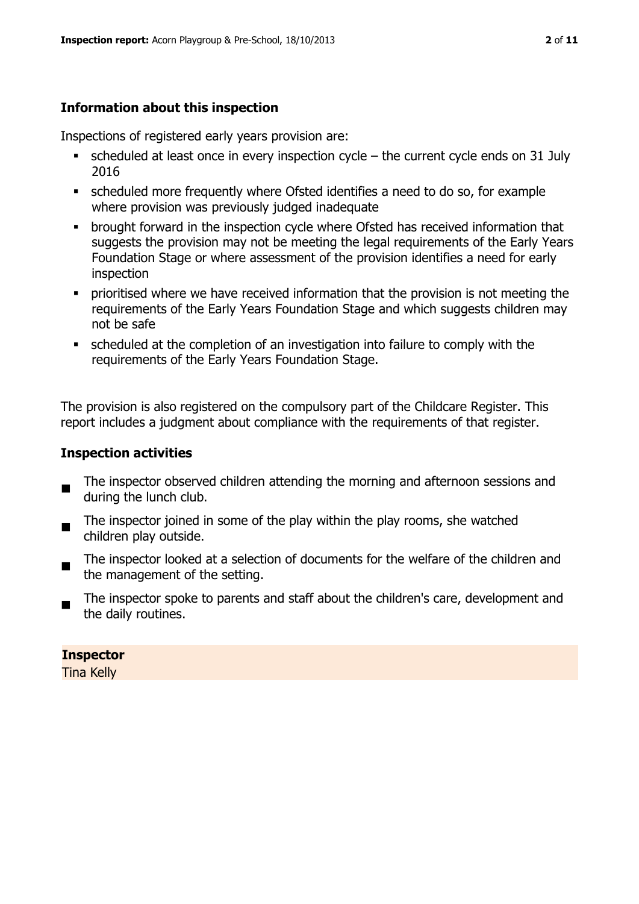## Information about this inspection

Inspections of registered early years provision are:

- scheduled at least once in every inspection cycle – the current cycle ends on 31 July 2016
- scheduled more frequently where Ofsted identifies a need to do so, for example where provision was previously judged inadequate
- brought forward in the inspection cycle where Ofsted has received information that suggests the provision may not be meeting the legal requirements of the Early Years Foundation Stage or where assessment of the provision identifies a need for early inspection
- prioritised where we have received information that the provision is not meeting the requirements of the Early Years Foundation Stage and which suggests children may not be safe
- scheduled at the completion of an investigation into failure to comply with the requirements of the Early Years Foundation Stage.

The provision is also registered on the compulsory part of the Childcare Register. This report includes a judgment about compliance with the requirements of that register.

## Inspection activities

- The inspector observed children attending the morning and afternoon sessions and during the lunch club.
- The inspector joined in some of the play within the play rooms, she watched children play outside.
- The inspector looked at a selection of documents for the welfare of the children and the management of the setting.
- The inspector spoke to parents and staff about the children's care, development and the daily routines.

**Inspector**
Tina Kelly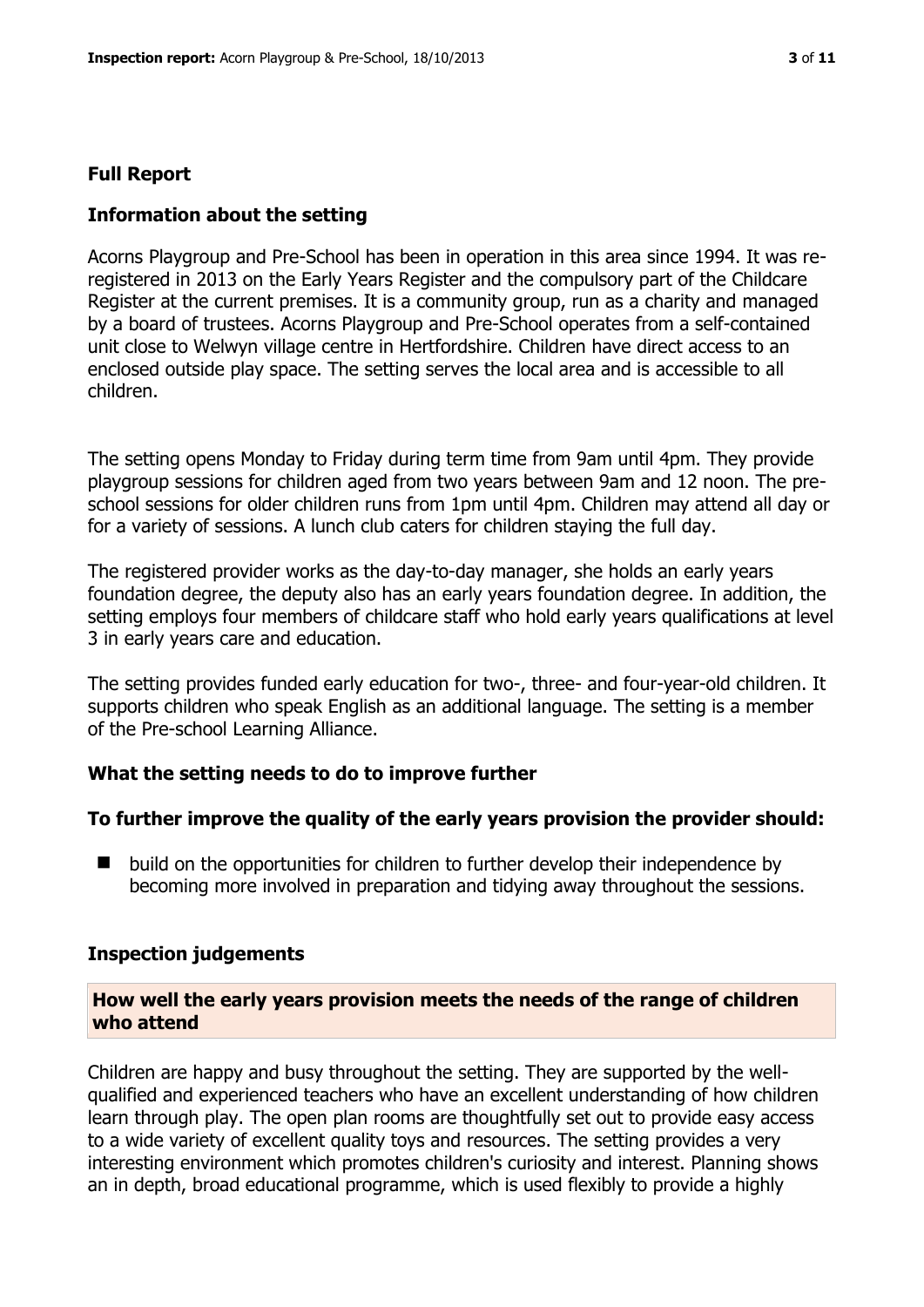## Full Report

### Information about the setting

Acorns Playgroup and Pre-School has been in operation in this area since 1994. It was re-registered in 2013 on the Early Years Register and the compulsory part of the Childcare Register at the current premises. It is a community group, run as a charity and managed by a board of trustees. Acorns Playgroup and Pre-School operates from a self-contained unit close to Welwyn village centre in Hertfordshire. Children have direct access to an enclosed outside play space. The setting serves the local area and is accessible to all children.

The setting opens Monday to Friday during term time from 9am until 4pm. They provide playgroup sessions for children aged from two years between 9am and 12 noon. The pre-school sessions for older children runs from 1pm until 4pm. Children may attend all day or for a variety of sessions. A lunch club caters for children staying the full day.

The registered provider works as the day-to-day manager, she holds an early years foundation degree, the deputy also has an early years foundation degree. In addition, the setting employs four members of childcare staff who hold early years qualifications at level 3 in early years care and education.

The setting provides funded early education for two-, three- and four-year-old children. It supports children who speak English as an additional language. The setting is a member of the Pre-school Learning Alliance.

### What the setting needs to do to improve further

### To further improve the quality of the early years provision the provider should:

- build on the opportunities for children to further develop their independence by becoming more involved in preparation and tidying away throughout the sessions.

### Inspection judgements

#### How well the early years provision meets the needs of the range of children who attend

Children are happy and busy throughout the setting. They are supported by the well-qualified and experienced teachers who have an excellent understanding of how children learn through play. The open plan rooms are thoughtfully set out to provide easy access to a wide variety of excellent quality toys and resources. The setting provides a very interesting environment which promotes children's curiosity and interest. Planning shows an in depth, broad educational programme, which is used flexibly to provide a highly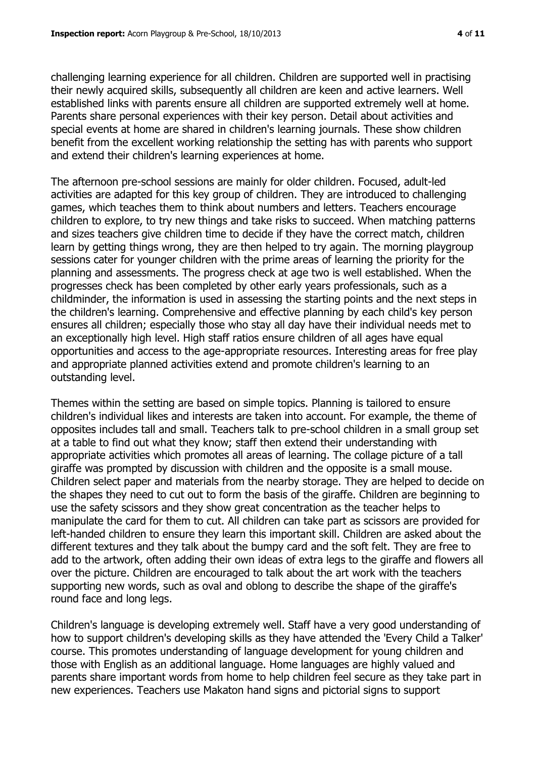challenging learning experience for all children. Children are supported well in practising their newly acquired skills, subsequently all children are keen and active learners. Well established links with parents ensure all children are supported extremely well at home. Parents share personal experiences with their key person. Detail about activities and special events at home are shared in children's learning journals. These show children benefit from the excellent working relationship the setting has with parents who support and extend their children's learning experiences at home.

The afternoon pre-school sessions are mainly for older children. Focused, adult-led activities are adapted for this key group of children. They are introduced to challenging games, which teaches them to think about numbers and letters. Teachers encourage children to explore, to try new things and take risks to succeed. When matching patterns and sizes teachers give children time to decide if they have the correct match, children learn by getting things wrong, they are then helped to try again. The morning playgroup sessions cater for younger children with the prime areas of learning the priority for the planning and assessments. The progress check at age two is well established. When the progresses check has been completed by other early years professionals, such as a childminder, the information is used in assessing the starting points and the next steps in the children's learning. Comprehensive and effective planning by each child's key person ensures all children; especially those who stay all day have their individual needs met to an exceptionally high level. High staff ratios ensure children of all ages have equal opportunities and access to the age-appropriate resources. Interesting areas for free play and appropriate planned activities extend and promote children's learning to an outstanding level.

Themes within the setting are based on simple topics. Planning is tailored to ensure children's individual likes and interests are taken into account. For example, the theme of opposites includes tall and small. Teachers talk to pre-school children in a small group set at a table to find out what they know; staff then extend their understanding with appropriate activities which promotes all areas of learning. The collage picture of a tall giraffe was prompted by discussion with children and the opposite is a small mouse. Children select paper and materials from the nearby storage. They are helped to decide on the shapes they need to cut out to form the basis of the giraffe. Children are beginning to use the safety scissors and they show great concentration as the teacher helps to manipulate the card for them to cut. All children can take part as scissors are provided for left-handed children to ensure they learn this important skill. Children are asked about the different textures and they talk about the bumpy card and the soft felt. They are free to add to the artwork, often adding their own ideas of extra legs to the giraffe and flowers all over the picture. Children are encouraged to talk about the art work with the teachers supporting new words, such as oval and oblong to describe the shape of the giraffe's round face and long legs.

Children's language is developing extremely well. Staff have a very good understanding of how to support children's developing skills as they have attended the 'Every Child a Talker' course. This promotes understanding of language development for young children and those with English as an additional language. Home languages are highly valued and parents share important words from home to help children feel secure as they take part in new experiences. Teachers use Makaton hand signs and pictorial signs to support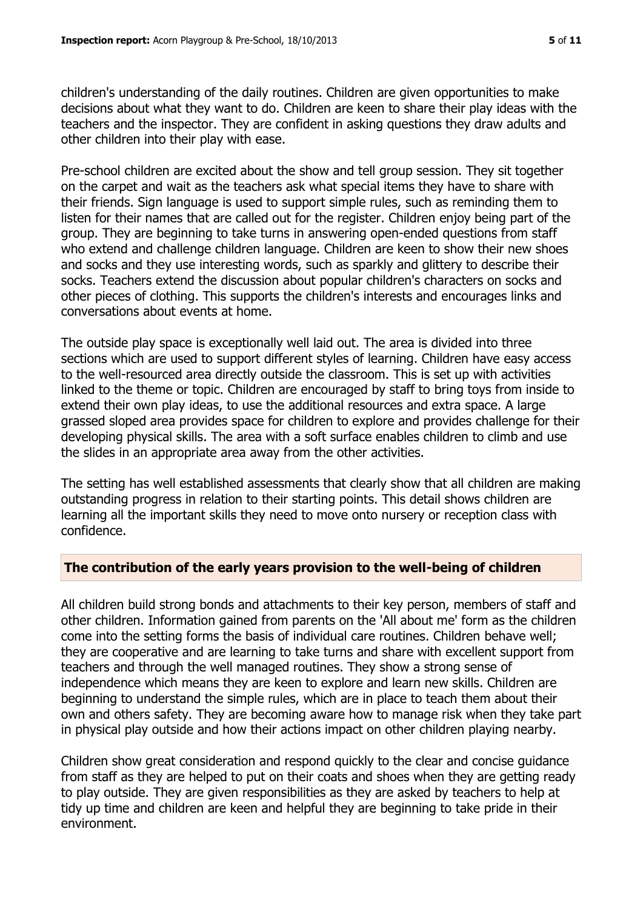children's understanding of the daily routines. Children are given opportunities to make decisions about what they want to do. Children are keen to share their play ideas with the teachers and the inspector. They are confident in asking questions they draw adults and other children into their play with ease.

Pre-school children are excited about the show and tell group session. They sit together on the carpet and wait as the teachers ask what special items they have to share with their friends. Sign language is used to support simple rules, such as reminding them to listen for their names that are called out for the register. Children enjoy being part of the group. They are beginning to take turns in answering open-ended questions from staff who extend and challenge children language. Children are keen to show their new shoes and socks and they use interesting words, such as sparkly and glittery to describe their socks. Teachers extend the discussion about popular children's characters on socks and other pieces of clothing. This supports the children's interests and encourages links and conversations about events at home.

The outside play space is exceptionally well laid out. The area is divided into three sections which are used to support different styles of learning. Children have easy access to the well-resourced area directly outside the classroom. This is set up with activities linked to the theme or topic. Children are encouraged by staff to bring toys from inside to extend their own play ideas, to use the additional resources and extra space. A large grassed sloped area provides space for children to explore and provides challenge for their developing physical skills. The area with a soft surface enables children to climb and use the slides in an appropriate area away from the other activities.

The setting has well established assessments that clearly show that all children are making outstanding progress in relation to their starting points. This detail shows children are learning all the important skills they need to move onto nursery or reception class with confidence.

## The contribution of the early years provision to the well-being of children

All children build strong bonds and attachments to their key person, members of staff and other children. Information gained from parents on the 'All about me' form as the children come into the setting forms the basis of individual care routines. Children behave well; they are cooperative and are learning to take turns and share with excellent support from teachers and through the well managed routines. They show a strong sense of independence which means they are keen to explore and learn new skills. Children are beginning to understand the simple rules, which are in place to teach them about their own and others safety. They are becoming aware how to manage risk when they take part in physical play outside and how their actions impact on other children playing nearby.

Children show great consideration and respond quickly to the clear and concise guidance from staff as they are helped to put on their coats and shoes when they are getting ready to play outside. They are given responsibilities as they are asked by teachers to help at tidy up time and children are keen and helpful they are beginning to take pride in their environment.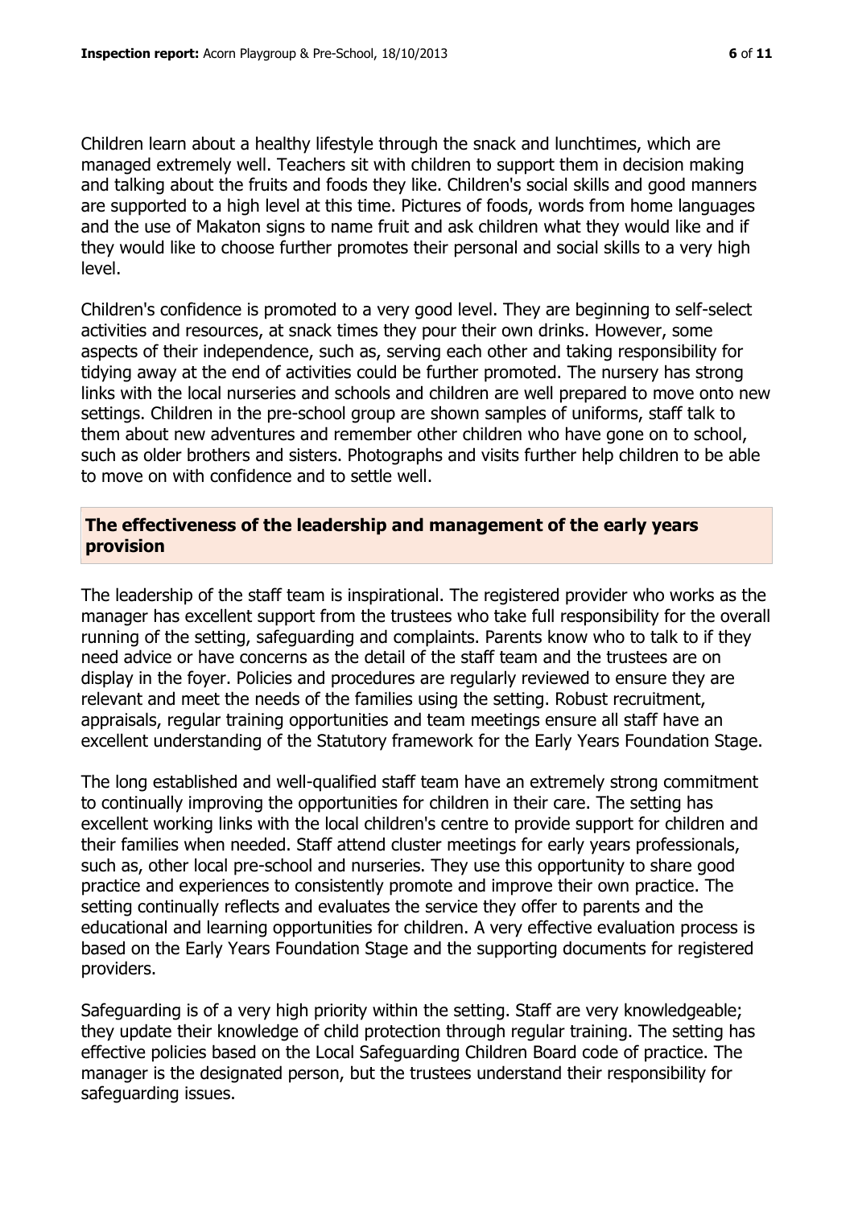Children learn about a healthy lifestyle through the snack and lunchtimes, which are managed extremely well. Teachers sit with children to support them in decision making and talking about the fruits and foods they like. Children's social skills and good manners are supported to a high level at this time. Pictures of foods, words from home languages and the use of Makaton signs to name fruit and ask children what they would like and if they would like to choose further promotes their personal and social skills to a very high level.

Children's confidence is promoted to a very good level. They are beginning to self-select activities and resources, at snack times they pour their own drinks. However, some aspects of their independence, such as, serving each other and taking responsibility for tidying away at the end of activities could be further promoted. The nursery has strong links with the local nurseries and schools and children are well prepared to move onto new settings. Children in the pre-school group are shown samples of uniforms, staff talk to them about new adventures and remember other children who have gone on to school, such as older brothers and sisters. Photographs and visits further help children to be able to move on with confidence and to settle well.

## The effectiveness of the leadership and management of the early years provision

The leadership of the staff team is inspirational. The registered provider who works as the manager has excellent support from the trustees who take full responsibility for the overall running of the setting, safeguarding and complaints. Parents know who to talk to if they need advice or have concerns as the detail of the staff team and the trustees are on display in the foyer. Policies and procedures are regularly reviewed to ensure they are relevant and meet the needs of the families using the setting. Robust recruitment, appraisals, regular training opportunities and team meetings ensure all staff have an excellent understanding of the Statutory framework for the Early Years Foundation Stage.

The long established and well-qualified staff team have an extremely strong commitment to continually improving the opportunities for children in their care. The setting has excellent working links with the local children's centre to provide support for children and their families when needed. Staff attend cluster meetings for early years professionals, such as, other local pre-school and nurseries. They use this opportunity to share good practice and experiences to consistently promote and improve their own practice. The setting continually reflects and evaluates the service they offer to parents and the educational and learning opportunities for children. A very effective evaluation process is based on the Early Years Foundation Stage and the supporting documents for registered providers.

Safeguarding is of a very high priority within the setting. Staff are very knowledgeable; they update their knowledge of child protection through regular training. The setting has effective policies based on the Local Safeguarding Children Board code of practice. The manager is the designated person, but the trustees understand their responsibility for safeguarding issues.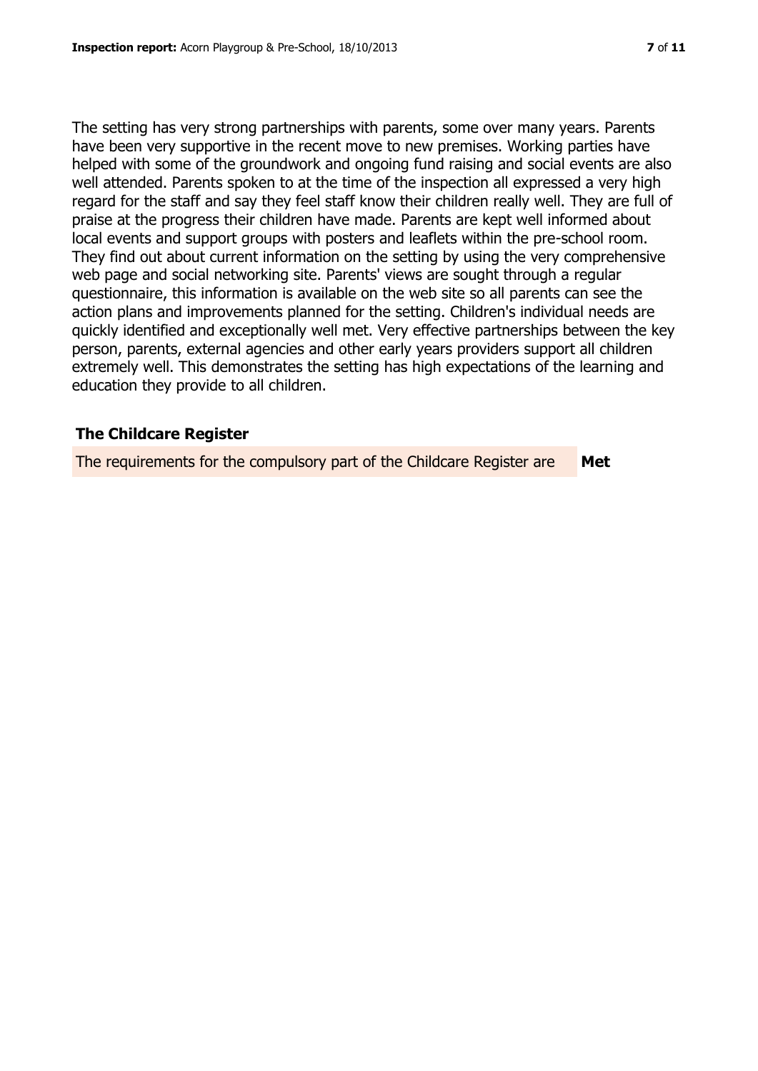The setting has very strong partnerships with parents, some over many years. Parents have been very supportive in the recent move to new premises. Working parties have helped with some of the groundwork and ongoing fund raising and social events are also well attended. Parents spoken to at the time of the inspection all expressed a very high regard for the staff and say they feel staff know their children really well. They are full of praise at the progress their children have made. Parents are kept well informed about local events and support groups with posters and leaflets within the pre-school room. They find out about current information on the setting by using the very comprehensive web page and social networking site. Parents' views are sought through a regular questionnaire, this information is available on the web site so all parents can see the action plans and improvements planned for the setting. Children's individual needs are quickly identified and exceptionally well met. Very effective partnerships between the key person, parents, external agencies and other early years providers support all children extremely well. This demonstrates the setting has high expectations of the learning and education they provide to all children.

## The Childcare Register

| | |
|---|---|
| The requirements for the compulsory part of the Childcare Register are | **Met** |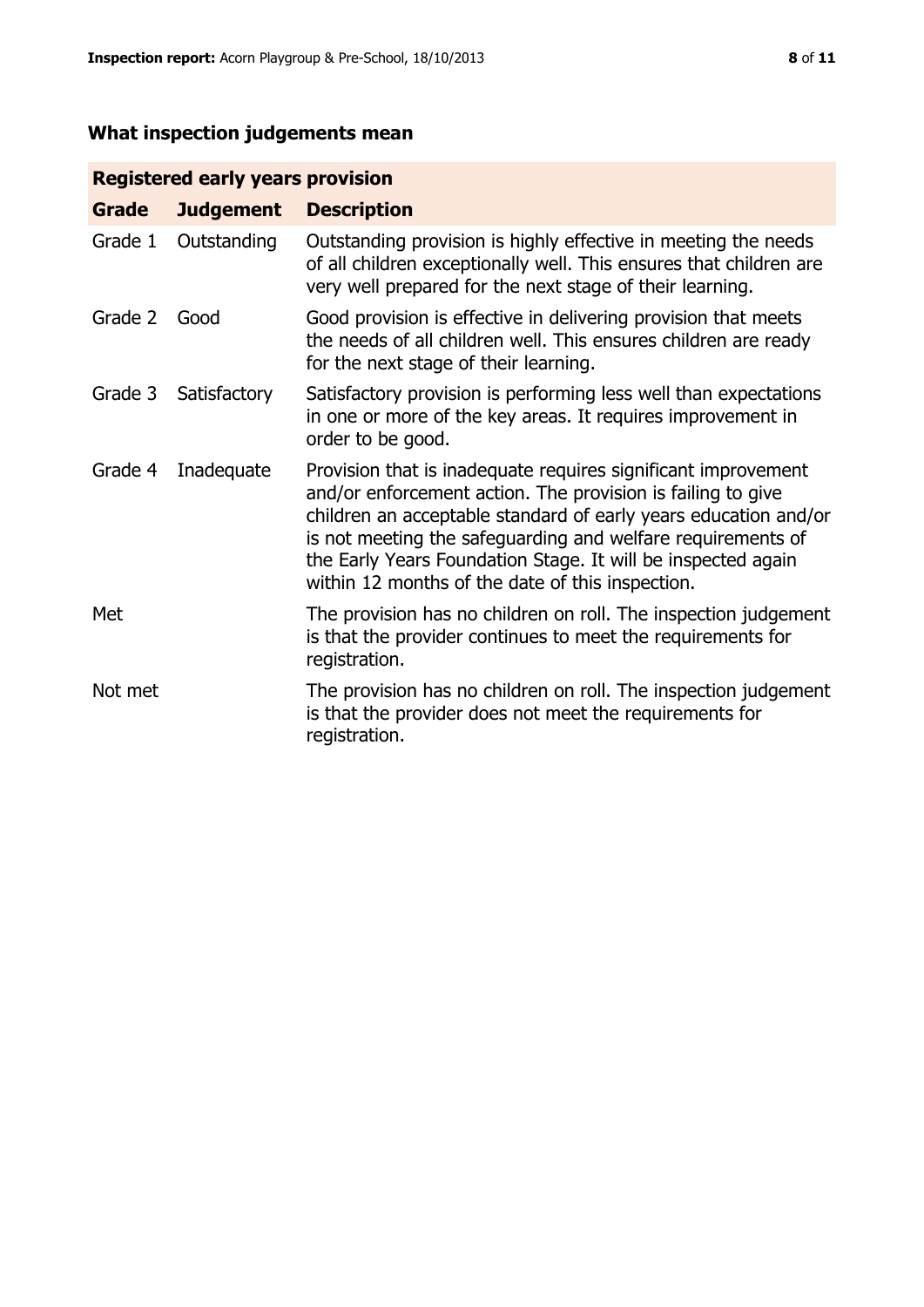## What inspection judgements mean

| Registered early years provision | | |
|---|---|---|
| **Grade** | **Judgement** | **Description** |
| Grade 1 | Outstanding | Outstanding provision is highly effective in meeting the needs of all children exceptionally well. This ensures that children are very well prepared for the next stage of their learning. |
| Grade 2 | Good | Good provision is effective in delivering provision that meets the needs of all children well. This ensures children are ready for the next stage of their learning. |
| Grade 3 | Satisfactory | Satisfactory provision is performing less well than expectations in one or more of the key areas. It requires improvement in order to be good. |
| Grade 4 | Inadequate | Provision that is inadequate requires significant improvement and/or enforcement action. The provision is failing to give children an acceptable standard of early years education and/or is not meeting the safeguarding and welfare requirements of the Early Years Foundation Stage. It will be inspected again within 12 months of the date of this inspection. |
| Met | | The provision has no children on roll. The inspection judgement is that the provider continues to meet the requirements for registration. |
| Not met | | The provision has no children on roll. The inspection judgement is that the provider does not meet the requirements for registration. |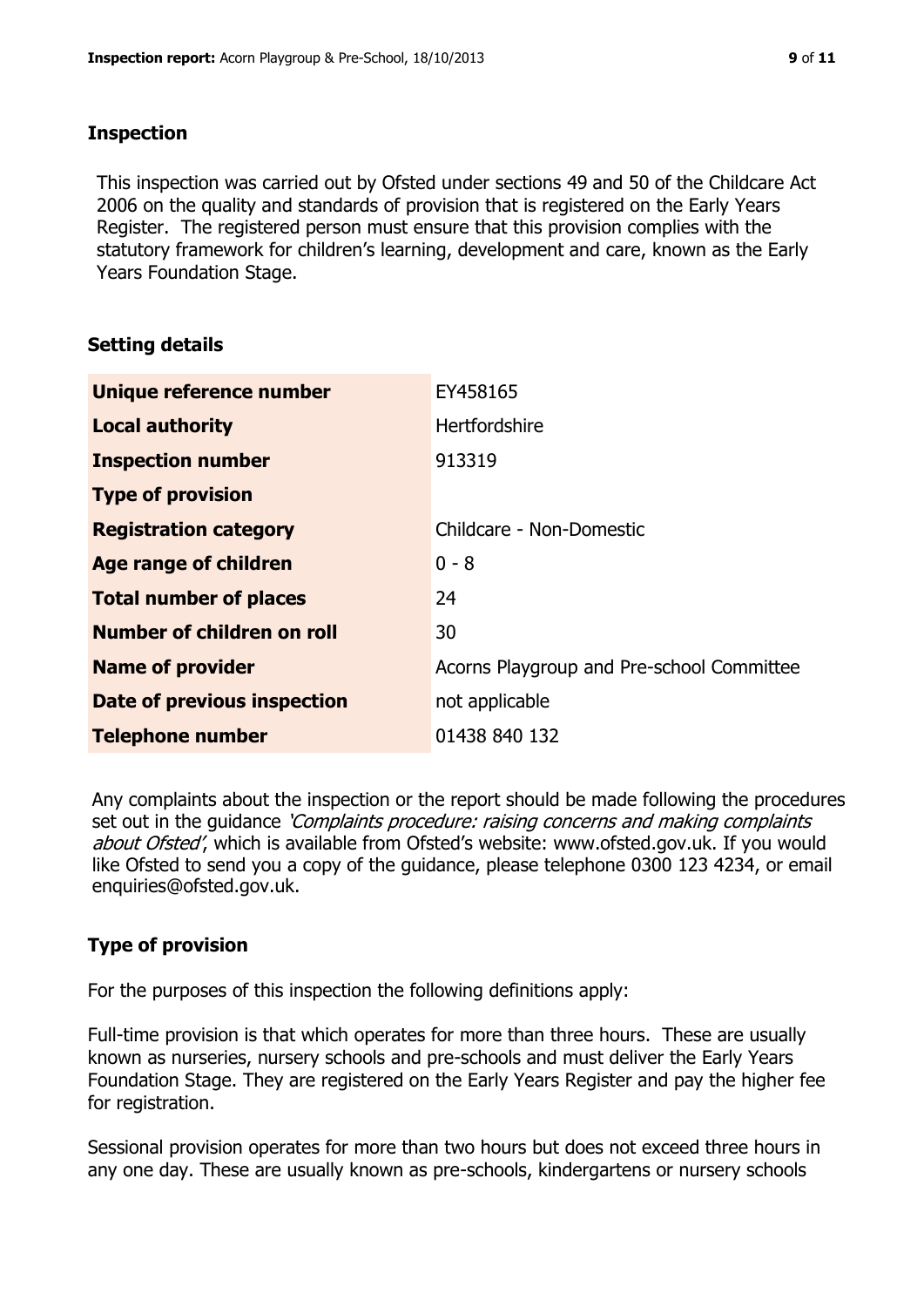## Inspection

This inspection was carried out by Ofsted under sections 49 and 50 of the Childcare Act 2006 on the quality and standards of provision that is registered on the Early Years Register. The registered person must ensure that this provision complies with the statutory framework for children's learning, development and care, known as the Early Years Foundation Stage.

## Setting details

| | |
|---|---|
| **Unique reference number** | EY458165 |
| **Local authority** | Hertfordshire |
| **Inspection number** | 913319 |
| **Type of provision** | |
| **Registration category** | Childcare - Non-Domestic |
| **Age range of children** | 0 - 8 |
| **Total number of places** | 24 |
| **Number of children on roll** | 30 |
| **Name of provider** | Acorns Playgroup and Pre-school Committee |
| **Date of previous inspection** | not applicable |
| **Telephone number** | 01438 840 132 |

Any complaints about the inspection or the report should be made following the procedures set out in the guidance *'Complaints procedure: raising concerns and making complaints about Ofsted'*, which is available from Ofsted's website: www.ofsted.gov.uk. If you would like Ofsted to send you a copy of the guidance, please telephone 0300 123 4234, or email enquiries@ofsted.gov.uk.

## Type of provision

For the purposes of this inspection the following definitions apply:

Full-time provision is that which operates for more than three hours. These are usually known as nurseries, nursery schools and pre-schools and must deliver the Early Years Foundation Stage. They are registered on the Early Years Register and pay the higher fee for registration.

Sessional provision operates for more than two hours but does not exceed three hours in any one day. These are usually known as pre-schools, kindergartens or nursery schools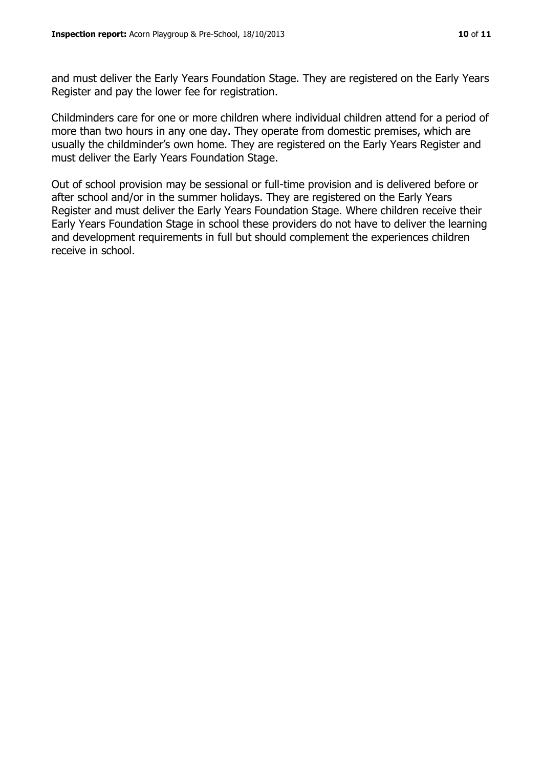and must deliver the Early Years Foundation Stage. They are registered on the Early Years Register and pay the lower fee for registration.

Childminders care for one or more children where individual children attend for a period of more than two hours in any one day. They operate from domestic premises, which are usually the childminder's own home. They are registered on the Early Years Register and must deliver the Early Years Foundation Stage.

Out of school provision may be sessional or full-time provision and is delivered before or after school and/or in the summer holidays. They are registered on the Early Years Register and must deliver the Early Years Foundation Stage. Where children receive their Early Years Foundation Stage in school these providers do not have to deliver the learning and development requirements in full but should complement the experiences children receive in school.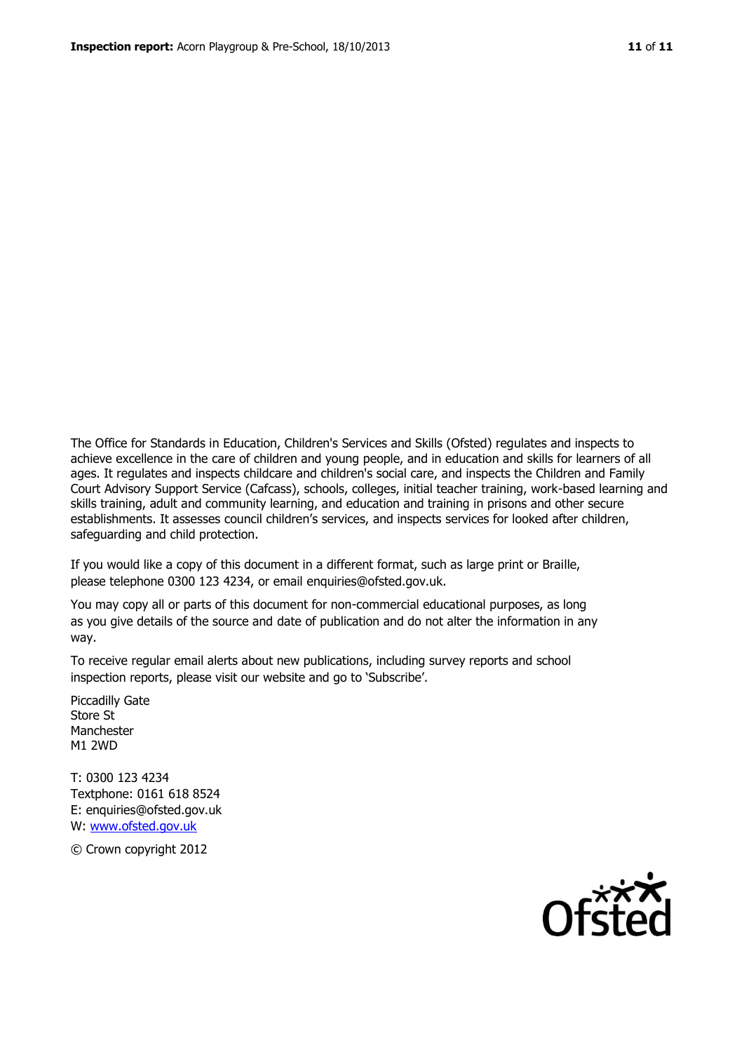The Office for Standards in Education, Children's Services and Skills (Ofsted) regulates and inspects to achieve excellence in the care of children and young people, and in education and skills for learners of all ages. It regulates and inspects childcare and children's social care, and inspects the Children and Family Court Advisory Support Service (Cafcass), schools, colleges, initial teacher training, work-based learning and skills training, adult and community learning, and education and training in prisons and other secure establishments. It assesses council children's services, and inspects services for looked after children, safeguarding and child protection.

If you would like a copy of this document in a different format, such as large print or Braille, please telephone 0300 123 4234, or email enquiries@ofsted.gov.uk.

You may copy all or parts of this document for non-commercial educational purposes, as long as you give details of the source and date of publication and do not alter the information in any way.

To receive regular email alerts about new publications, including survey reports and school inspection reports, please visit our website and go to 'Subscribe'.

Piccadilly Gate  
Store St  
Manchester  
M1 2WD

T: 0300 123 4234  
Textphone: 0161 618 8524  
E: enquiries@ofsted.gov.uk  
W: www.ofsted.gov.uk

© Crown copyright 2012

Ofsted